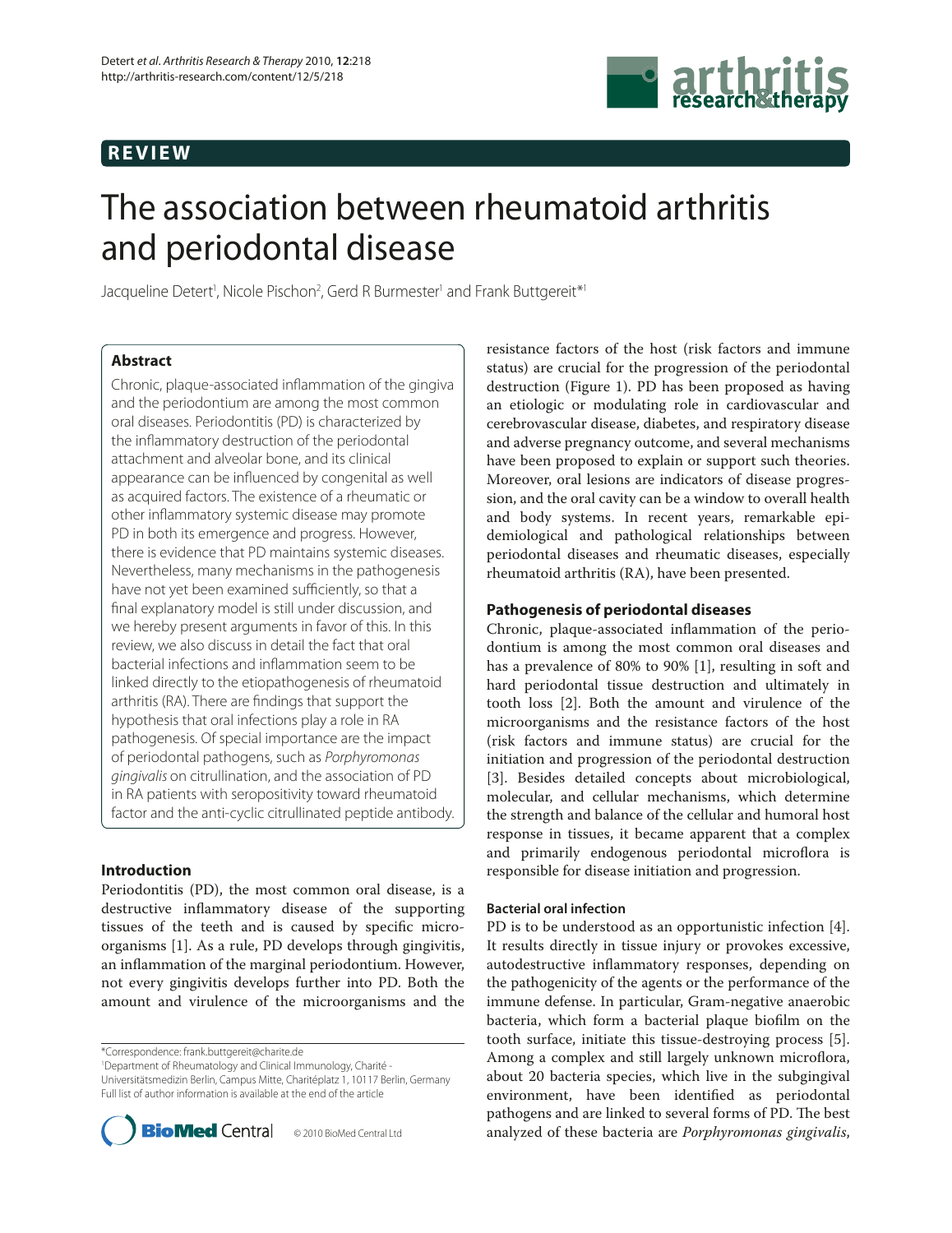## REVIEW

# The association between rheumatoid arthritis and periodontal disease

Jacqueline Detert[1], Nicole Pischon[2], Gerd R Burmester[1] and Frank Buttgereit*[1]

### Abstract

Chronic, plaque-associated inflammation of the gingiva and the periodontium are among the most common oral diseases. Periodontitis (PD) is characterized by the inflammatory destruction of the periodontal attachment and alveolar bone, and its clinical appearance can be influenced by congenital as well as acquired factors. The existence of a rheumatic or other inflammatory systemic disease may promote PD in both its emergence and progress. However, there is evidence that PD maintains systemic diseases. Nevertheless, many mechanisms in the pathogenesis have not yet been examined sufficiently, so that a final explanatory model is still under discussion, and we hereby present arguments in favor of this. In this review, we also discuss in detail the fact that oral bacterial infections and inflammation seem to be linked directly to the etiopathogenesis of rheumatoid arthritis (RA). There are findings that support the hypothesis that oral infections play a role in RA pathogenesis. Of special importance are the impact of periodontal pathogens, such as *Porphyromonas gingivalis* on citrullination, and the association of PD in RA patients with seropositivity toward rheumatoid factor and the anti-cyclic citrullinated peptide antibody.

## Introduction

Periodontitis (PD), the most common oral disease, is a destructive inflammatory disease of the supporting tissues of the teeth and is caused by specific microorganisms [1]. As a rule, PD develops through gingivitis, an inflammation of the marginal periodontium. However, not every gingivitis develops further into PD. Both the amount and virulence of the microorganisms and the resistance factors of the host (risk factors and immune status) are crucial for the progression of the periodontal destruction (Figure 1). PD has been proposed as having an etiologic or modulating role in cardiovascular and cerebrovascular disease, diabetes, and respiratory disease and adverse pregnancy outcome, and several mechanisms have been proposed to explain or support such theories. Moreover, oral lesions are indicators of disease progression, and the oral cavity can be a window to overall health and body systems. In recent years, remarkable epidemiological and pathological relationships between periodontal diseases and rheumatic diseases, especially rheumatoid arthritis (RA), have been presented.

## Pathogenesis of periodontal diseases

Chronic, plaque-associated inflammation of the periodontium is among the most common oral diseases and has a prevalence of 80% to 90% [1], resulting in soft and hard periodontal tissue destruction and ultimately in tooth loss [2]. Both the amount and virulence of the microorganisms and the resistance factors of the host (risk factors and immune status) are crucial for the initiation and progression of the periodontal destruction [3]. Besides detailed concepts about microbiological, molecular, and cellular mechanisms, which determine the strength and balance of the cellular and humoral host response in tissues, it became apparent that a complex and primarily endogenous periodontal microflora is responsible for disease initiation and progression.

### Bacterial oral infection

PD is to be understood as an opportunistic infection [4]. It results directly in tissue injury or provokes excessive, autodestructive inflammatory responses, depending on the pathogenicity of the agents or the performance of the immune defense. In particular, Gram-negative anaerobic bacteria, which form a bacterial plaque biofilm on the tooth surface, initiate this tissue-destroying process [5]. Among a complex and still largely unknown microflora, about 20 bacteria species, which live in the subgingival environment, have been identified as periodontal pathogens and are linked to several forms of PD. The best analyzed of these bacteria are *Porphyromonas gingivalis*,

*Correspondence: frank.buttgereit@charite.de
[1]Department of Rheumatology and Clinical Immunology, Charité - Universitätsmedizin Berlin, Campus Mitte, Charitéplatz 1, 10117 Berlin, Germany
Full list of author information is available at the end of the article

© 2010 BioMed Central Ltd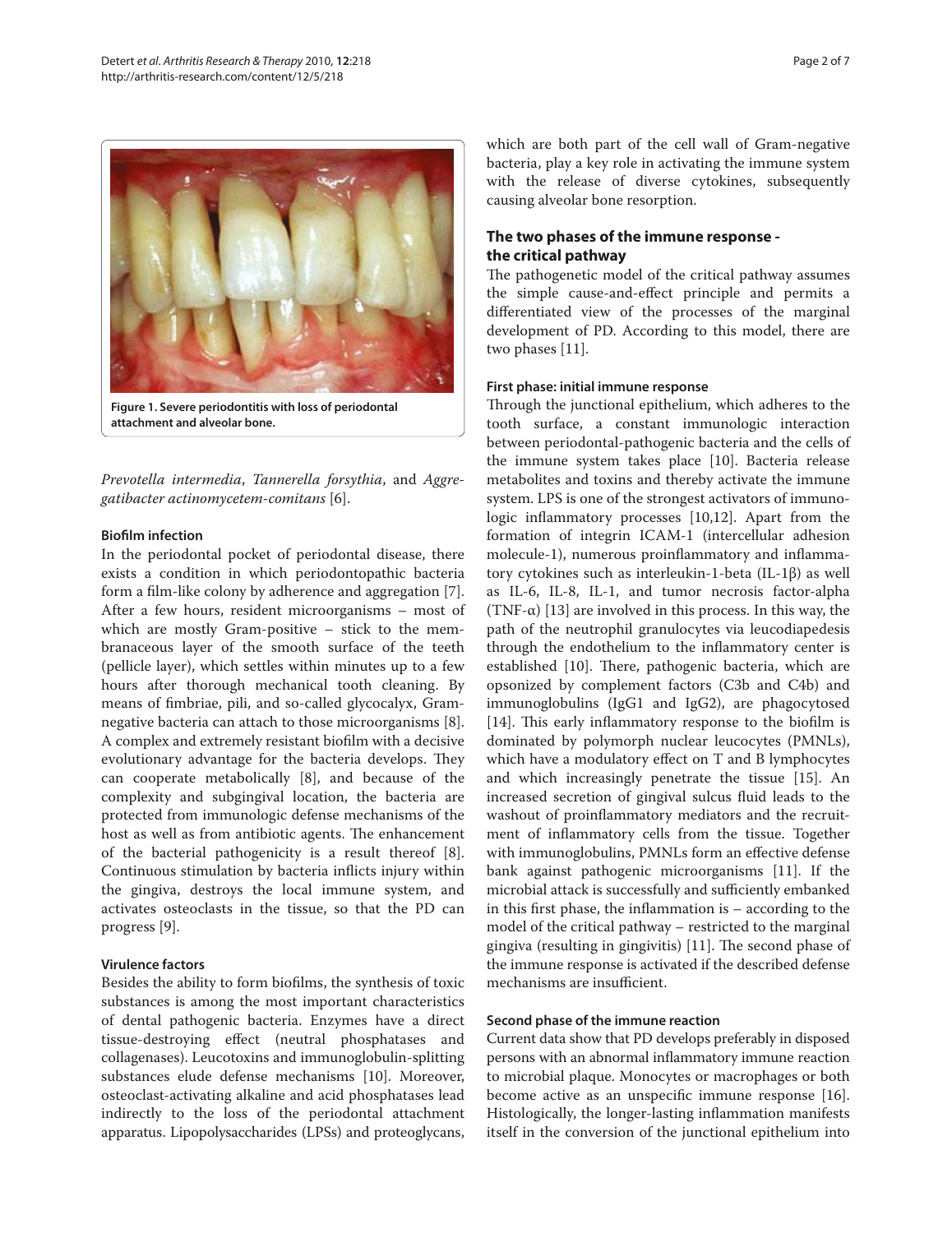Figure 1. Severe periodontitis with loss of periodontal attachment and alveolar bone.

*Prevotella intermedia*, *Tannerella forsythia*, and *Aggregatibacter actinomycetem-comitans* [6].

#### Biofilm infection

In the periodontal pocket of periodontal disease, there exists a condition in which periodontopathic bacteria form a film-like colony by adherence and aggregation [7]. After a few hours, resident microorganisms – most of which are mostly Gram-positive – stick to the membranaceous layer of the smooth surface of the teeth (pellicle layer), which settles within minutes up to a few hours after thorough mechanical tooth cleaning. By means of fimbriae, pili, and so-called glycocalyx, Gram-negative bacteria can attach to those microorganisms [8]. A complex and extremely resistant biofilm with a decisive evolutionary advantage for the bacteria develops. They can cooperate metabolically [8], and because of the complexity and subgingival location, the bacteria are protected from immunologic defense mechanisms of the host as well as from antibiotic agents. The enhancement of the bacterial pathogenicity is a result thereof [8]. Continuous stimulation by bacteria inflicts injury within the gingiva, destroys the local immune system, and activates osteoclasts in the tissue, so that the PD can progress [9].

#### Virulence factors

Besides the ability to form biofilms, the synthesis of toxic substances is among the most important characteristics of dental pathogenic bacteria. Enzymes have a direct tissue-destroying effect (neutral phosphatases and collagenases). Leucotoxins and immunoglobulin-splitting substances elude defense mechanisms [10]. Moreover, osteoclast-activating alkaline and acid phosphatases lead indirectly to the loss of the periodontal attachment apparatus. Lipopolysaccharides (LPSs) and proteoglycans, which are both part of the cell wall of Gram-negative bacteria, play a key role in activating the immune system with the release of diverse cytokines, subsequently causing alveolar bone resorption.

## The two phases of the immune response - the critical pathway

The pathogenetic model of the critical pathway assumes the simple cause-and-effect principle and permits a differentiated view of the processes of the marginal development of PD. According to this model, there are two phases [11].

#### First phase: initial immune response

Through the junctional epithelium, which adheres to the tooth surface, a constant immunologic interaction between periodontal-pathogenic bacteria and the cells of the immune system takes place [10]. Bacteria release metabolites and toxins and thereby activate the immune system. LPS is one of the strongest activators of immunologic inflammatory processes [10,12]. Apart from the formation of integrin ICAM-1 (intercellular adhesion molecule-1), numerous proinflammatory and inflammatory cytokines such as interleukin-1-beta (IL-1β) as well as IL-6, IL-8, IL-1, and tumor necrosis factor-alpha (TNF-α) [13] are involved in this process. In this way, the path of the neutrophil granulocytes via leucodiapedesis through the endothelium to the inflammatory center is established [10]. There, pathogenic bacteria, which are opsonized by complement factors (C3b and C4b) and immunoglobulins (IgG1 and IgG2), are phagocytosed [14]. This early inflammatory response to the biofilm is dominated by polymorph nuclear leucocytes (PMNLs), which have a modulatory effect on T and B lymphocytes and which increasingly penetrate the tissue [15]. An increased secretion of gingival sulcus fluid leads to the washout of proinflammatory mediators and the recruitment of inflammatory cells from the tissue. Together with immunoglobulins, PMNLs form an effective defense bank against pathogenic microorganisms [11]. If the microbial attack is successfully and sufficiently embanked in this first phase, the inflammation is – according to the model of the critical pathway – restricted to the marginal gingiva (resulting in gingivitis) [11]. The second phase of the immune response is activated if the described defense mechanisms are insufficient.

#### Second phase of the immune reaction

Current data show that PD develops preferably in disposed persons with an abnormal inflammatory immune reaction to microbial plaque. Monocytes or macrophages or both become active as an unspecific immune response [16]. Histologically, the longer-lasting inflammation manifests itself in the conversion of the junctional epithelium into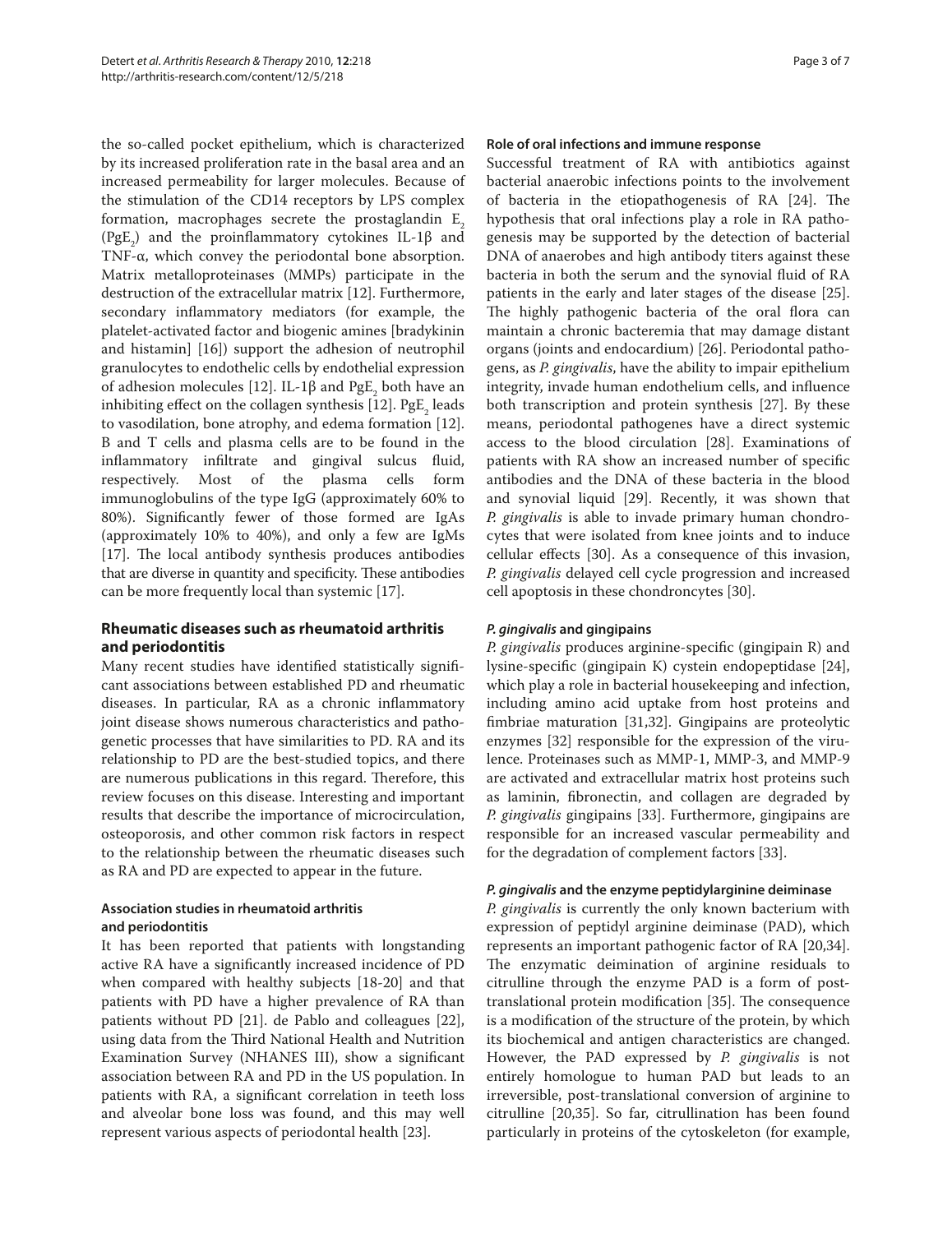the so-called pocket epithelium, which is characterized by its increased proliferation rate in the basal area and an increased permeability for larger molecules. Because of the stimulation of the CD14 receptors by LPS complex formation, macrophages secrete the prostaglandin $E_2$ ($PgE_2$) and the proinflammatory cytokines IL-1β and TNF-α, which convey the periodontal bone absorption. Matrix metalloproteinases (MMPs) participate in the destruction of the extracellular matrix [12]. Furthermore, secondary inflammatory mediators (for example, the platelet-activated factor and biogenic amines [bradykinin and histamin] [16]) support the adhesion of neutrophil granulocytes to endothelic cells by endothelial expression of adhesion molecules [12]. IL-1β and $PgE_2$ both have an inhibiting effect on the collagen synthesis [12]. $PgE_2$ leads to vasodilation, bone atrophy, and edema formation [12]. B and T cells and plasma cells are to be found in the inflammatory infiltrate and gingival sulcus fluid, respectively. Most of the plasma cells form immunoglobulins of the type IgG (approximately 60% to 80%). Significantly fewer of those formed are IgAs (approximately 10% to 40%), and only a few are IgMs [17]. The local antibody synthesis produces antibodies that are diverse in quantity and specificity. These antibodies can be more frequently local than systemic [17].

## Rheumatic diseases such as rheumatoid arthritis and periodontitis

Many recent studies have identified statistically significant associations between established PD and rheumatic diseases. In particular, RA as a chronic inflammatory joint disease shows numerous characteristics and pathogenetic processes that have similarities to PD. RA and its relationship to PD are the best-studied topics, and there are numerous publications in this regard. Therefore, this review focuses on this disease. Interesting and important results that describe the importance of microcirculation, osteoporosis, and other common risk factors in respect to the relationship between the rheumatic diseases such as RA and PD are expected to appear in the future.

### Association studies in rheumatoid arthritis and periodontitis

It has been reported that patients with longstanding active RA have a significantly increased incidence of PD when compared with healthy subjects [18-20] and that patients with PD have a higher prevalence of RA than patients without PD [21]. de Pablo and colleagues [22], using data from the Third National Health and Nutrition Examination Survey (NHANES III), show a significant association between RA and PD in the US population. In patients with RA, a significant correlation in teeth loss and alveolar bone loss was found, and this may well represent various aspects of periodontal health [23].

### Role of oral infections and immune response

Successful treatment of RA with antibiotics against bacterial anaerobic infections points to the involvement of bacteria in the etiopathogenesis of RA [24]. The hypothesis that oral infections play a role in RA pathogenesis may be supported by the detection of bacterial DNA of anaerobes and high antibody titers against these bacteria in both the serum and the synovial fluid of RA patients in the early and later stages of the disease [25]. The highly pathogenic bacteria of the oral flora can maintain a chronic bacteremia that may damage distant organs (joints and endocardium) [26]. Periodontal pathogens, as *P. gingivalis*, have the ability to impair epithelium integrity, invade human endothelium cells, and influence both transcription and protein synthesis [27]. By these means, periodontal pathogenes have a direct systemic access to the blood circulation [28]. Examinations of patients with RA show an increased number of specific antibodies and the DNA of these bacteria in the blood and synovial liquid [29]. Recently, it was shown that *P. gingivalis* is able to invade primary human chondrocytes that were isolated from knee joints and to induce cellular effects [30]. As a consequence of this invasion, *P. gingivalis* delayed cell cycle progression and increased cell apoptosis in these chondroncytes [30].

### *P. gingivalis* and gingipains

*P. gingivalis* produces arginine-specific (gingipain R) and lysine-specific (gingipain K) cystein endopeptidase [24], which play a role in bacterial housekeeping and infection, including amino acid uptake from host proteins and fimbriae maturation [31,32]. Gingipains are proteolytic enzymes [32] responsible for the expression of the virulence. Proteinases such as MMP-1, MMP-3, and MMP-9 are activated and extracellular matrix host proteins such as laminin, fibronectin, and collagen are degraded by *P. gingivalis* gingipains [33]. Furthermore, gingipains are responsible for an increased vascular permeability and for the degradation of complement factors [33].

### *P. gingivalis* and the enzyme peptidylarginine deiminase

*P. gingivalis* is currently the only known bacterium with expression of peptidyl arginine deiminase (PAD), which represents an important pathogenic factor of RA [20,34]. The enzymatic deimination of arginine residuals to citrulline through the enzyme PAD is a form of post-translational protein modification [35]. The consequence is a modification of the structure of the protein, by which its biochemical and antigen characteristics are changed. However, the PAD expressed by *P. gingivalis* is not entirely homologue to human PAD but leads to an irreversible, post-translational conversion of arginine to citrulline [20,35]. So far, citrullination has been found particularly in proteins of the cytoskeleton (for example,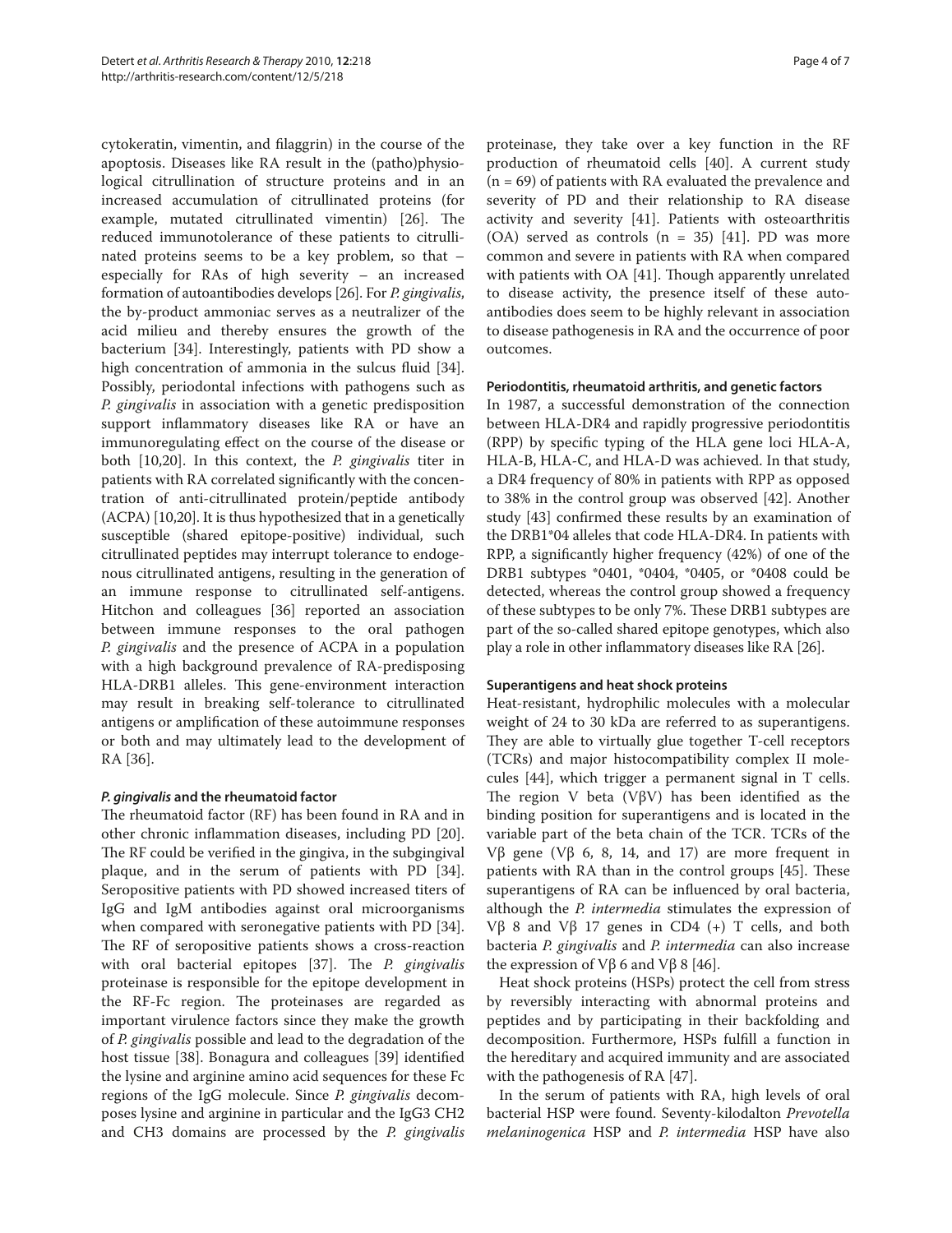cytokeratin, vimentin, and filaggrin) in the course of the apoptosis. Diseases like RA result in the (patho)physiological citrullination of structure proteins and in an increased accumulation of citrullinated proteins (for example, mutated citrullinated vimentin) [26]. The reduced immunotolerance of these patients to citrullinated proteins seems to be a key problem, so that – especially for RAs of high severity – an increased formation of autoantibodies develops [26]. For *P. gingivalis*, the by-product ammoniac serves as a neutralizer of the acid milieu and thereby ensures the growth of the bacterium [34]. Interestingly, patients with PD show a high concentration of ammonia in the sulcus fluid [34]. Possibly, periodontal infections with pathogens such as *P. gingivalis* in association with a genetic predisposition support inflammatory diseases like RA or have an immunoregulating effect on the course of the disease or both [10,20]. In this context, the *P. gingivalis* titer in patients with RA correlated significantly with the concentration of anti-citrullinated protein/peptide antibody (ACPA) [10,20]. It is thus hypothesized that in a genetically susceptible (shared epitope-positive) individual, such citrullinated peptides may interrupt tolerance to endogenous citrullinated antigens, resulting in the generation of an immune response to citrullinated self-antigens. Hitchon and colleagues [36] reported an association between immune responses to the oral pathogen *P. gingivalis* and the presence of ACPA in a population with a high background prevalence of RA-predisposing HLA-DRB1 alleles. This gene-environment interaction may result in breaking self-tolerance to citrullinated antigens or amplification of these autoimmune responses or both and may ultimately lead to the development of RA [36].

### *P. gingivalis* and the rheumatoid factor

The rheumatoid factor (RF) has been found in RA and in other chronic inflammation diseases, including PD [20]. The RF could be verified in the gingiva, in the subgingival plaque, and in the serum of patients with PD [34]. Seropositive patients with PD showed increased titers of IgG and IgM antibodies against oral microorganisms when compared with seronegative patients with PD [34]. The RF of seropositive patients shows a cross-reaction with oral bacterial epitopes [37]. The *P. gingivalis* proteinase is responsible for the epitope development in the RF-Fc region. The proteinases are regarded as important virulence factors since they make the growth of *P. gingivalis* possible and lead to the degradation of the host tissue [38]. Bonagura and colleagues [39] identified the lysine and arginine amino acid sequences for these Fc regions of the IgG molecule. Since *P. gingivalis* decomposes lysine and arginine in particular and the IgG3 CH2 and CH3 domains are processed by the *P. gingivalis* proteinase, they take over a key function in the RF production of rheumatoid cells [40]. A current study (n = 69) of patients with RA evaluated the prevalence and severity of PD and their relationship to RA disease activity and severity [41]. Patients with osteoarthritis (OA) served as controls (n = 35) [41]. PD was more common and severe in patients with RA when compared with patients with OA [41]. Though apparently unrelated to disease activity, the presence itself of these autoantibodies does seem to be highly relevant in association to disease pathogenesis in RA and the occurrence of poor outcomes.

### Periodontitis, rheumatoid arthritis, and genetic factors

In 1987, a successful demonstration of the connection between HLA-DR4 and rapidly progressive periodontitis (RPP) by specific typing of the HLA gene loci HLA-A, HLA-B, HLA-C, and HLA-D was achieved. In that study, a DR4 frequency of 80% in patients with RPP as opposed to 38% in the control group was observed [42]. Another study [43] confirmed these results by an examination of the DRB1*04 alleles that code HLA-DR4. In patients with RPP, a significantly higher frequency (42%) of one of the DRB1 subtypes *0401, *0404, *0405, or *0408 could be detected, whereas the control group showed a frequency of these subtypes to be only 7%. These DRB1 subtypes are part of the so-called shared epitope genotypes, which also play a role in other inflammatory diseases like RA [26].

### Superantigens and heat shock proteins

Heat-resistant, hydrophilic molecules with a molecular weight of 24 to 30 kDa are referred to as superantigens. They are able to virtually glue together T-cell receptors (TCRs) and major histocompatibility complex II molecules [44], which trigger a permanent signal in T cells. The region V beta (VβV) has been identified as the binding position for superantigens and is located in the variable part of the beta chain of the TCR. TCRs of the Vβ gene (Vβ 6, 8, 14, and 17) are more frequent in patients with RA than in the control groups [45]. These superantigens of RA can be influenced by oral bacteria, although the *P. intermedia* stimulates the expression of Vβ 8 and Vβ 17 genes in CD4 (+) T cells, and both bacteria *P. gingivalis* and *P. intermedia* can also increase the expression of Vβ 6 and Vβ 8 [46].

Heat shock proteins (HSPs) protect the cell from stress by reversibly interacting with abnormal proteins and peptides and by participating in their backfolding and decomposition. Furthermore, HSPs fulfill a function in the hereditary and acquired immunity and are associated with the pathogenesis of RA [47].

In the serum of patients with RA, high levels of oral bacterial HSP were found. Seventy-kilodalton *Prevotella melaninogenica* HSP and *P. intermedia* HSP have also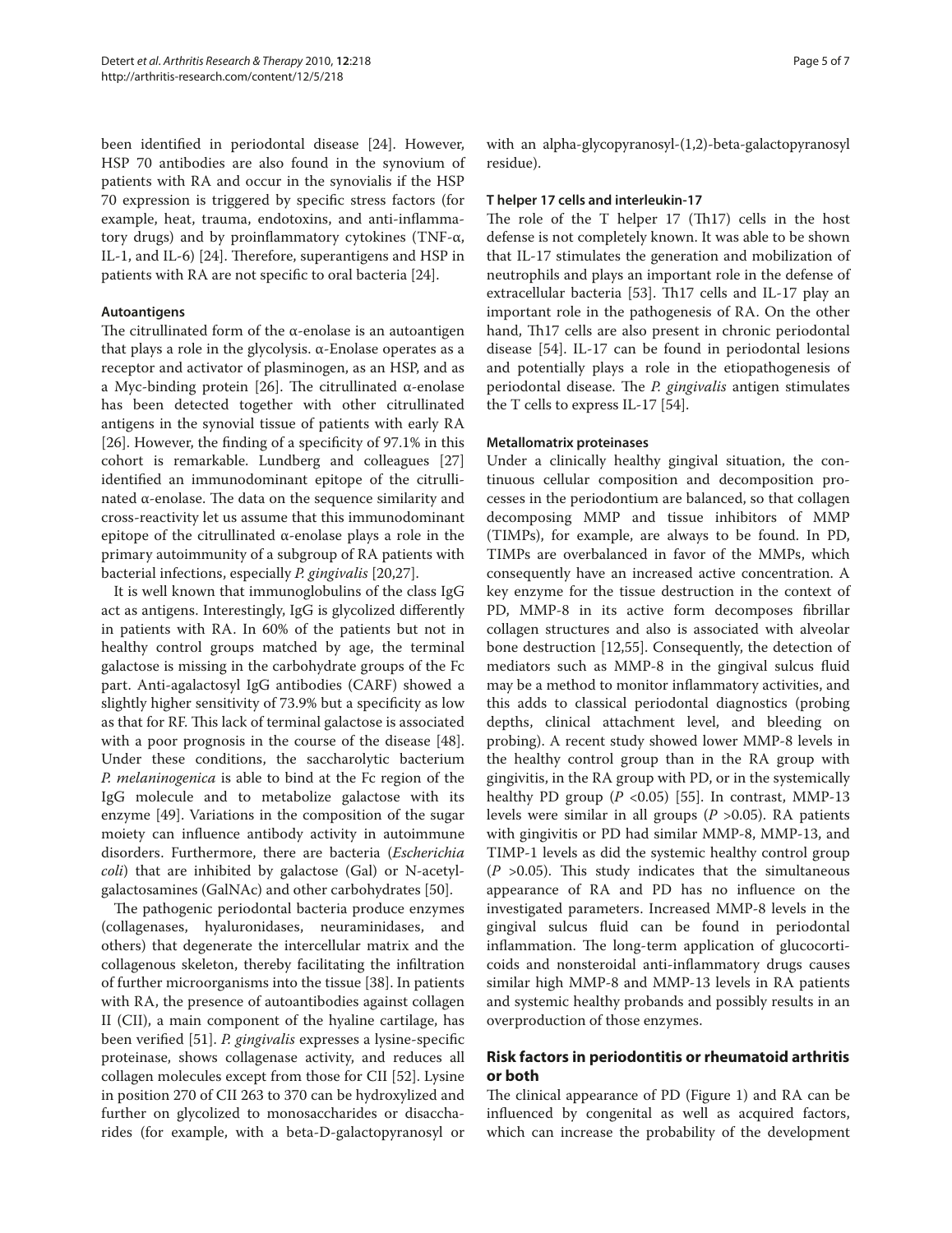been identified in periodontal disease [24]. However, HSP 70 antibodies are also found in the synovium of patients with RA and occur in the synovialis if the HSP 70 expression is triggered by specific stress factors (for example, heat, trauma, endotoxins, and anti-inflammatory drugs) and by proinflammatory cytokines (TNF-α, IL-1, and IL-6) [24]. Therefore, superantigens and HSP in patients with RA are not specific to oral bacteria [24].

#### Autoantigens

The citrullinated form of the α-enolase is an autoantigen that plays a role in the glycolysis. α-Enolase operates as a receptor and activator of plasminogen, as an HSP, and as a Myc-binding protein [26]. The citrullinated α-enolase has been detected together with other citrullinated antigens in the synovial tissue of patients with early RA [26]. However, the finding of a specificity of 97.1% in this cohort is remarkable. Lundberg and colleagues [27] identified an immunodominant epitope of the citrullinated α-enolase. The data on the sequence similarity and cross-reactivity let us assume that this immunodominant epitope of the citrullinated α-enolase plays a role in the primary autoimmunity of a subgroup of RA patients with bacterial infections, especially *P. gingivalis* [20,27].

It is well known that immunoglobulins of the class IgG act as antigens. Interestingly, IgG is glycolized differently in patients with RA. In 60% of the patients but not in healthy control groups matched by age, the terminal galactose is missing in the carbohydrate groups of the Fc part. Anti-agalactosyl IgG antibodies (CARF) showed a slightly higher sensitivity of 73.9% but a specificity as low as that for RF. This lack of terminal galactose is associated with a poor prognosis in the course of the disease [48]. Under these conditions, the saccharolytic bacterium *P. melaninogenica* is able to bind at the Fc region of the IgG molecule and to metabolize galactose with its enzyme [49]. Variations in the composition of the sugar moiety can influence antibody activity in autoimmune disorders. Furthermore, there are bacteria (*Escherichia coli*) that are inhibited by galactose (Gal) or N-acetylgalactosamines (GalNAc) and other carbohydrates [50].

The pathogenic periodontal bacteria produce enzymes (collagenases, hyaluronidases, neuraminidases, and others) that degenerate the intercellular matrix and the collagenous skeleton, thereby facilitating the infiltration of further microorganisms into the tissue [38]. In patients with RA, the presence of autoantibodies against collagen II (CII), a main component of the hyaline cartilage, has been verified [51]. *P. gingivalis* expresses a lysine-specific proteinase, shows collagenase activity, and reduces all collagen molecules except from those for CII [52]. Lysine in position 270 of CII 263 to 370 can be hydroxylized and further on glycolized to monosaccharides or disaccharides (for example, with a beta-D-galactopyranosyl or with an alpha-glycopyranosyl-(1,2)-beta-galactopyranosyl residue).

#### T helper 17 cells and interleukin-17

The role of the T helper 17 (Th17) cells in the host defense is not completely known. It was able to be shown that IL-17 stimulates the generation and mobilization of neutrophils and plays an important role in the defense of extracellular bacteria [53]. Th17 cells and IL-17 play an important role in the pathogenesis of RA. On the other hand, Th17 cells are also present in chronic periodontal disease [54]. IL-17 can be found in periodontal lesions and potentially plays a role in the etiopathogenesis of periodontal disease. The *P. gingivalis* antigen stimulates the T cells to express IL-17 [54].

#### Metallomatrix proteinases

Under a clinically healthy gingival situation, the continuous cellular composition and decomposition processes in the periodontium are balanced, so that collagen decomposing MMP and tissue inhibitors of MMP (TIMPs), for example, are always to be found. In PD, TIMPs are overbalanced in favor of the MMPs, which consequently have an increased active concentration. A key enzyme for the tissue destruction in the context of PD, MMP-8 in its active form decomposes fibrillar collagen structures and also is associated with alveolar bone destruction [12,55]. Consequently, the detection of mediators such as MMP-8 in the gingival sulcus fluid may be a method to monitor inflammatory activities, and this adds to classical periodontal diagnostics (probing depths, clinical attachment level, and bleeding on probing). A recent study showed lower MMP-8 levels in the healthy control group than in the RA group with gingivitis, in the RA group with PD, or in the systemically healthy PD group ($P$ <0.05) [55]. In contrast, MMP-13 levels were similar in all groups ($P$ >0.05). RA patients with gingivitis or PD had similar MMP-8, MMP-13, and TIMP-1 levels as did the systemic healthy control group ($P$ >0.05). This study indicates that the simultaneous appearance of RA and PD has no influence on the investigated parameters. Increased MMP-8 levels in the gingival sulcus fluid can be found in periodontal inflammation. The long-term application of glucocorticoids and nonsteroidal anti-inflammatory drugs causes similar high MMP-8 and MMP-13 levels in RA patients and systemic healthy probands and possibly results in an overproduction of those enzymes.

### Risk factors in periodontitis or rheumatoid arthritis or both

The clinical appearance of PD (Figure 1) and RA can be influenced by congenital as well as acquired factors, which can increase the probability of the development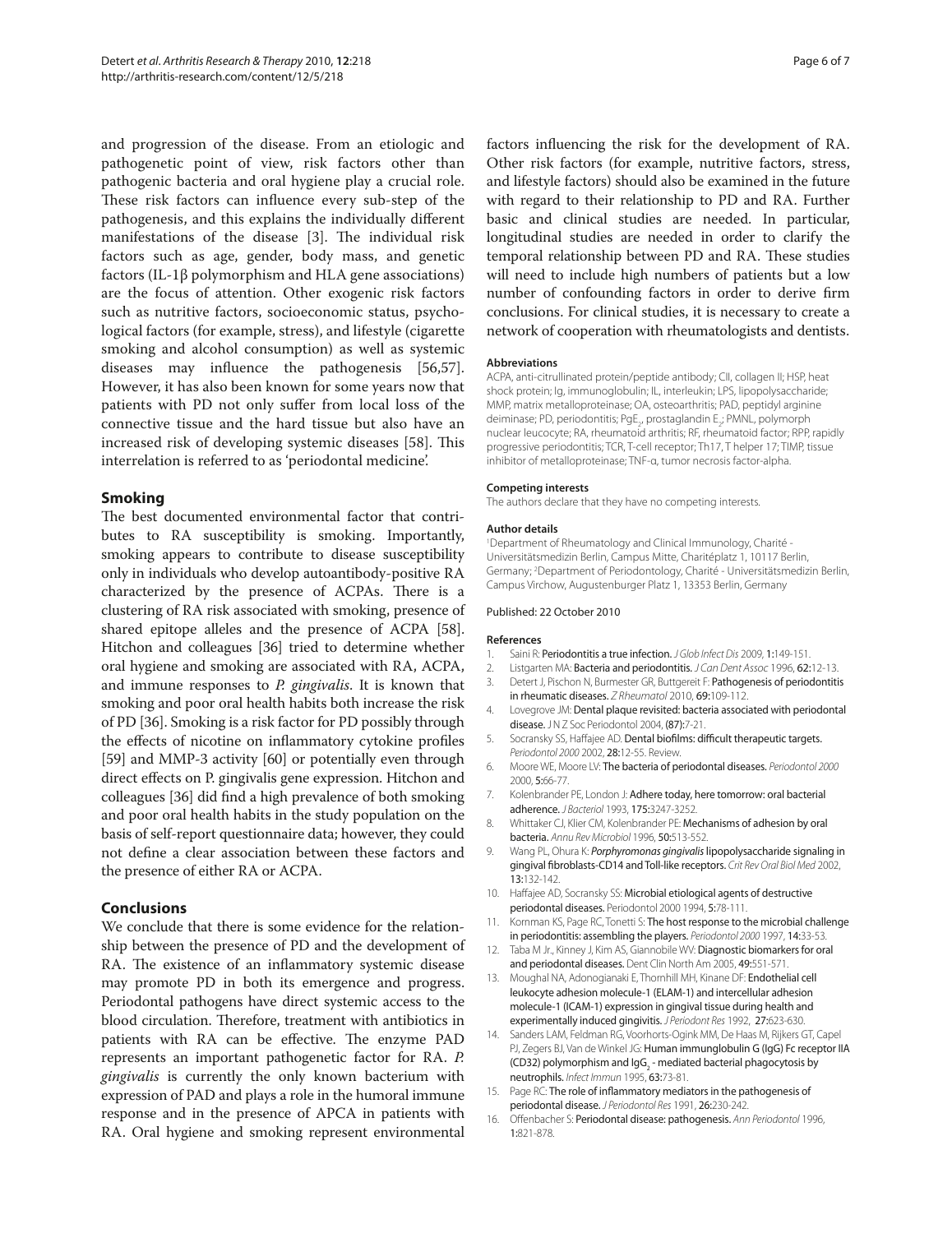and progression of the disease. From an etiologic and pathogenetic point of view, risk factors other than pathogenic bacteria and oral hygiene play a crucial role. These risk factors can influence every sub-step of the pathogenesis, and this explains the individually different manifestations of the disease [3]. The individual risk factors such as age, gender, body mass, and genetic factors (IL-1β polymorphism and HLA gene associations) are the focus of attention. Other exogenic risk factors such as nutritive factors, socioeconomic status, psychological factors (for example, stress), and lifestyle (cigarette smoking and alcohol consumption) as well as systemic diseases may influence the pathogenesis [56,57]. However, it has also been known for some years now that patients with PD not only suffer from local loss of the connective tissue and the hard tissue but also have an increased risk of developing systemic diseases [58]. This interrelation is referred to as 'periodontal medicine'.

## Smoking

The best documented environmental factor that contributes to RA susceptibility is smoking. Importantly, smoking appears to contribute to disease susceptibility only in individuals who develop autoantibody-positive RA characterized by the presence of ACPAs. There is a clustering of RA risk associated with smoking, presence of shared epitope alleles and the presence of ACPA [58]. Hitchon and colleagues [36] tried to determine whether oral hygiene and smoking are associated with RA, ACPA, and immune responses to *P. gingivalis*. It is known that smoking and poor oral health habits both increase the risk of PD [36]. Smoking is a risk factor for PD possibly through the effects of nicotine on inflammatory cytokine profiles [59] and MMP-3 activity [60] or potentially even through direct effects on P. gingivalis gene expression. Hitchon and colleagues [36] did find a high prevalence of both smoking and poor oral health habits in the study population on the basis of self-report questionnaire data; however, they could not define a clear association between these factors and the presence of either RA or ACPA.

## Conclusions

We conclude that there is some evidence for the relationship between the presence of PD and the development of RA. The existence of an inflammatory systemic disease may promote PD in both its emergence and progress. Periodontal pathogens have direct systemic access to the blood circulation. Therefore, treatment with antibiotics in patients with RA can be effective. The enzyme PAD represents an important pathogenetic factor for RA. *P. gingivalis* is currently the only known bacterium with expression of PAD and plays a role in the humoral immune response and in the presence of APCA in patients with RA. Oral hygiene and smoking represent environmental factors influencing the risk for the development of RA. Other risk factors (for example, nutritive factors, stress, and lifestyle factors) should also be examined in the future with regard to their relationship to PD and RA. Further basic and clinical studies are needed. In particular, longitudinal studies are needed in order to clarify the temporal relationship between PD and RA. These studies will need to include high numbers of patients but a low number of confounding factors in order to derive firm conclusions. For clinical studies, it is necessary to create a network of cooperation with rheumatologists and dentists.

#### Abbreviations

ACPA, anti-citrullinated protein/peptide antibody; CII, collagen II; HSP, heat shock protein; Ig, immunoglobulin; IL, interleukin; LPS, lipopolysaccharide; MMP, matrix metalloproteinase; OA, osteoarthritis; PAD, peptidyl arginine deiminase; PD, periodontitis; $PgE_2$, prostaglandin $E_2$; PMNL, polymorph nuclear leucocyte; RA, rheumatoid arthritis; RF, rheumatoid factor; RPP, rapidly progressive periodontitis; TCR, T-cell receptor; Th17, T helper 17; TIMP, tissue inhibitor of metalloproteinase; TNF-α, tumor necrosis factor-alpha.

#### Competing interests

The authors declare that they have no competing interests.

#### Author details

[1]Department of Rheumatology and Clinical Immunology, Charité - Universitätsmedizin Berlin, Campus Mitte, Charitéplatz 1, 10117 Berlin, Germany; [2]Department of Periodontology, Charité - Universitätsmedizin Berlin, Campus Virchow, Augustenburger Platz 1, 13353 Berlin, Germany

Published: 22 October 2010

#### References

1. Saini R: **Periodontitis a true infection.** *J Glob Infect Dis* 2009, **1:**149-151.
2. Listgarten MA: **Bacteria and periodontitis.** *J Can Dent Assoc* 1996, **62:**12-13.
3. Detert J, Pischon N, Burmester GR, Buttgereit F: **Pathogenesis of periodontitis in rheumatic diseases.** *Z Rheumatol* 2010, **69:**109-112.
4. Lovegrove JM: **Dental plaque revisited: bacteria associated with periodontal disease.** J N Z Soc Periodontol 2004, **(87):**7-21.
5. Socransky SS, Haffajee AD. **Dental biofilms: difficult therapeutic targets.** *Periodontol 2000* 2002, **28:**12-55. Review.
6. Moore WE, Moore LV: **The bacteria of periodontal diseases.** *Periodontol 2000* 2000, **5:**66-77.
7. Kolenbrander PE, London J: **Adhere today, here tomorrow: oral bacterial adherence.** *J Bacteriol* 1993, **175:**3247-3252.
8. Whittaker CJ, Klier CM, Kolenbrander PE: **Mechanisms of adhesion by oral bacteria.** *Annu Rev Microbiol* 1996, **50:**513-552.
9. Wang PL, Ohura K: ***Porphyromonas gingivalis* lipopolysaccharide signaling in gingival fibroblasts-CD14 and Toll-like receptors.** *Crit Rev Oral Biol Med* 2002, **13:**132-142.
10. Haffajee AD, Socransky SS: **Microbial etiological agents of destructive periodontal diseases.** Periodontol 2000 1994, **5:**78-111.
11. Kornman KS, Page RC, Tonetti S: **The host response to the microbial challenge in periodontitis: assembling the players.** *Periodontol 2000* 1997, **14:**33-53.
12. Taba M Jr., Kinney J, Kim AS, Giannobile WV: **Diagnostic biomarkers for oral and periodontal diseases.** Dent Clin North Am 2005, **49:**551-571.
13. Moughal NA, Adonogianaki E, Thornhill MH, Kinane DF: **Endothelial cell leukocyte adhesion molecule-1 (ELAM-1) and intercellular adhesion molecule-1 (ICAM-1) expression in gingival tissue during health and experimentally induced gingivitis.** *J Periodont Res* 1992, **27:**623-630.
14. Sanders LAM, Feldman RG, Voorhorts-Ogink MM, De Haas M, Rijkers GT, Capel PJ, Zegers BJ, Van de Winkel JG: **Human immunglobulin G (IgG) Fc receptor IIA (CD32) polymorphism and $IgG_2$ - mediated bacterial phagocytosis by neutrophils.** *Infect Immun* 1995, **63:**73-81.
15. Page RC: **The role of inflammatory mediators in the pathogenesis of periodontal disease.** *J Periodontol Res* 1991, **26:**230-242.
16. Offenbacher S: **Periodontal disease: pathogenesis.** *Ann Periodontol* 1996, **1:**821-878.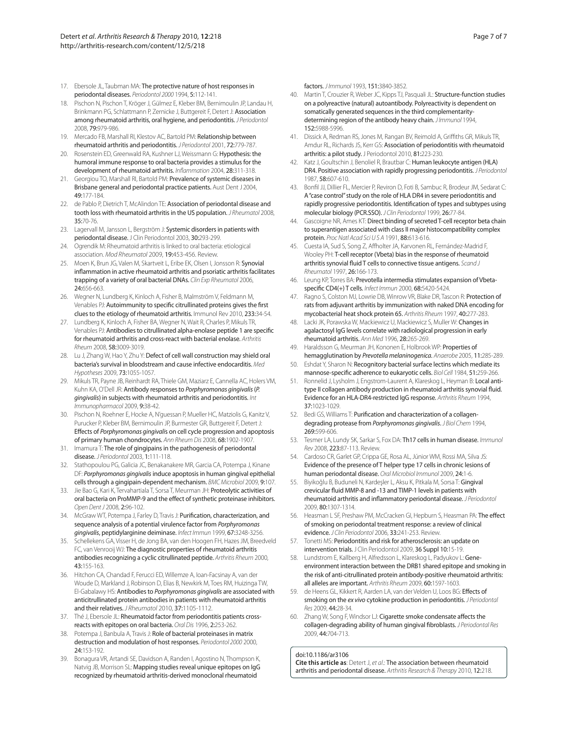17. Ebersole JL, Taubman MA: **The protective nature of host responses in periodontal diseases.** *Periodontol 2000* 1994, **5:**112-141.
18. Pischon N, Pischon T, Kröger J, Gülmez E, Kleber BM, Bernimoulin JP, Landau H, Brinkmann PG, Schlattmann P, Zernicke J, Buttgereit F, Detert J: **Association among rheumatoid arthritis, oral hygiene, and periodontitis.** *J Periodontol* 2008, **79:**979-986.
19. Mercado FB, Marshall RI, Klestov AC, Bartold PM: **Relationship between rheumatoid arthritis and periodontitis.** *J Periodontol* 2001, **72:**779-787.
20. Rosenstein ED, Greenwald RA, Kushner LJ, Weissmann G: **Hypothesis: the humoral immune response to oral bacteria provides a stimulus for the development of rheumatoid arthritis.** *Inflammation* 2004, **28:**311-318.
21. Georgiou TO, Marshall RI, Bartold PM: **Prevalence of systemic diseases in Brisbane general and periodontal practice patients.** Aust Dent J 2004, **49:**177-184.
22. de Pablo P, Dietrich T, McAlindon TE: **Association of periodontal disease and tooth loss with rheumatoid arthritis in the US population.** *J Rheumatol* 2008, **35:**70-76.
23. Lagervall M, Jansson L, Bergström J: **Systemic disorders in patients with periodontal disease.** J Clin Periodontol 2003, **30:**293-299.
24. Ogrendik M: Rheumatoid arthritis is linked to oral bacteria: etiological association. *Mod Rheumatol* 2009, **19:**453-456. Review.
25. Moen K, Brun JG, Valen M, Skartveit L, Eribe EK, Olsen I, Jonsson R: **Synovial inflammation in active rheumatoid arthritis and psoriatic arthritis facilitates trapping of a variety of oral bacterial DNAs.** *Clin Exp Rheumatol* 2006, **24:**656-663.
26. Wegner N, Lundberg K, Kinloch A, Fisher B, Malmström V, Feldmann M, Venables PJ: **Autoimmunity to specific citrullinated proteins gives the first clues to the etiology of rheumatoid arthritis.** Immunol Rev 2010, **233:**34-54.
27. Lundberg K, Kinloch A, Fisher BA, Wegner N, Wait R, Charles P, Mikuls TR, Venables PJ: **Antibodies to citrullinated alpha-enolase peptide 1 are specific for rheumatoid arthritis and cross-react with bacterial enolase.** *Arthritis Rheum* 2008, **58:**3009-3019.
28. Lu J, Zhang W, Hao Y, Zhu Y: **Defect of cell wall construction may shield oral bacteria's survival in bloodstream and cause infective endocarditis.** *Med Hypotheses* 2009, **73:**1055-1057.
29. Mikuls TR, Payne JB, Reinhardt RA, Thiele GM, Maziarz E, Cannella AC, Holers VM, Kuhn KA, O'Dell JR: **Antibody responses to *Porphyromonas gingivalis* (*P. gingivalis*) in subjects with rheumatoid arthritis and periodontitis.** *Int Immunopharmacol* 2009, **9:**38-42.
30. Pischon N, Roehner E, Hocke A, N'guessan P, Mueller HC, Matziolis G, Kanitz V, Purucker P, Kleber BM, Bernimoulin JP, Burmester GR, Buttgereit F, Detert J: **Effects of *Porphyromonas gingivalis* on cell cycle progression and apoptosis of primary human chondrocytes.** *Ann Rheum Dis* 2008, **68:**1902-1907.
31. Imamura T: **The role of gingipains in the pathogenesis of periodontal disease.** *J Periodontol* 2003, **1:**111-118.
32. Stathopoulou PG, Galicia JC, Benakanakere MR, Garcia CA, Potempa J, Kinane DF: ***Porphyromonas gingivalis* induce apoptosis in human gingival epithelial cells through a gingipain-dependent mechanism.** *BMC Microbiol* 2009, **9:**107.
33. Jie Bao G, Kari K, Tervahartiala T, Sorsa T, Meurman JH: **Proteolytic activities of oral bacteria on ProMMP-9 and the effect of synthetic proteinase inhibitors.** *Open Dent J* 2008, **2:**96-102.
34. McGraw WT, Potempa J, Farley D, Travis J: **Purification, characterization, and sequence analysis of a potential virulence factor from *Porphyromonas gingivalis*, peptidylarginine deiminase.** *Infect Immun* 1999, **67:**3248-3256.
35. Schellekens GA, Visser H, de Jong BA, van den Hoogen FH, Hazes JM, Breedveld FC, van Venrooij WJ: **The diagnostic properties of rheumatoid arthritis antibodies recognizing a cyclic citrullinated peptide.** *Arthritis Rheum* 2000, **43:**155-163.
36. Hitchon CA, Chandad F, Ferucci ED, Willemze A, Ioan-Facsinay A, van der Woude D, Markland J, Robinson D, Elias B, Newkirk M, Toes RM, Huizinga TW, El-Gabalawy HS: **Antibodies to *Porphyromonas gingivalis* are associated with anticitrullinated protein antibodies in patients with rheumatoid arthritis and their relatives.** *J Rheumatol* 2010, **37:**1105-1112.
37. Thé J, Ebersole JL: **Rheumatoid factor from periodontitis patients cross-reacts with epitopes on oral bacteria.** *Oral Dis* 1996, **2:**253-262.
38. Potempa J, Banbula A, Travis J: **Role of bacterial proteinases in matrix destruction and modulation of host responses.** *Periodontol 2000* 2000, **24:**153-192.
39. Bonagura VR, Artandi SE, Davidson A, Randen I, Agostino N, Thompson K, Natvig JB, Morrison SL: **Mapping studies reveal unique epitopes on IgG recognized by rheumatoid arthritis-derived monoclonal rheumatoid factors.** *J Immunol* 1993, **151:**3840-3852.
40. Martin T, Crouzier R, Weber JC, Kipps TJ, Pasquali JL: **Structure-function studies on a polyreactive (natural) autoantibody. Polyreactivity is dependent on somatically generated sequences in the third complementarity-determining region of the antibody heavy chain.** *J Immunol* 1994, **152:**5988-5996.
41. Dissick A, Redman RS, Jones M, Rangan BV, Reimold A, Griffiths GR, Mikuls TR, Amdur RL, Richards JS, Kerr GS: **Association of periodontitis with rheumatoid arthritis: a pilot study.** J Periodontol 2010, **81:**223-230.
42. Katz J, Goultschin J, Benoliel R, Brautbar C: **Human leukocyte antigen (HLA) DR4. Positive association with rapidly progressing periodontitis.** *J Periodontol* 1987, **58:**607-610.
43. Bonfil JJ, Dillier FL, Mercier P, Reviron D, Foti B, Sambuc R, Brodeur JM, Sedarat C: **A "case control" study on the role of HLA DR4 in severe periodontitis and rapidly progressive periodontitis. Identification of types and subtypes using molecular biology (PCR.SSO).** *J Clin Periodontol* 1999, **26:**77-84.
44. Gascoigne NR, Ames KT: **Direct binding of secreted T-cell receptor beta chain to superantigen associated with class II major histocompatibility complex protein.** *Proc Natl Acad Sci U S A* 1991, **88:**613-616.
45. Cuesta IA, Sud S, Song Z, Affholter JA, Karvonen RL, Fernández-Madrid F, Wooley PH: **T-cell receptor (Vbeta) bias in the response of rheumatoid arthritis synovial fluid T cells to connective tissue antigens.** *Scand J Rheumatol* 1997, **26:**166-173.
46. Leung KP, Torres BA: **Prevotella intermedia stimulates expansion of Vbeta-specific CD4(+) T cells.** *Infect Immun* 2000, **68:**5420-5424.
47. Ragno S, Colston MJ, Lowrie DB, Winrow VR, Blake DR, Tascon R: **Protection of rats from adjuvant arthritis by immunization with naked DNA encoding for mycobacterial heat shock protein 65.** *Arthritis Rheum* 1997, **40:**277-283.
48. Lacki JK, Porawska W, Mackiewicz U, Mackiewicz S, Muller W: **Changes in agalactosyl IgG levels correlate with radiological progression in early rheumatoid arthritis.** *Ann Med* 1996, **28:**265-269.
49. Haraldsson G, Meurman JH, Kononen E, Holbrook WP: **Properties of hemagglutination by *Prevotella melaninogenica*.** *Anaerobe* 2005, **11:**285-289.
50. Eshdat Y, Sharon N: **Recognitory bacterial surface lectins which mediate its mannose-specific adherence to eukaryotic cells.** *Biol Cell* 1984, **51:**259-266.
51. Ronnelid J, Lysholm J, Engstrom-Laurent A, Klareskog L, Heyman B: **Local anti-type II collagen antibody production in rheumatoid arthritis synovial fluid. Evidence for an HLA-DR4-restricted IgG response.** *Arthritis Rheum* 1994, **37:**1023-1029.
52. Bedi GS, Williams T: **Purification and characterization of a collagen-degrading protease from *Porphyromonas gingivalis*.** *J Biol Chem* 1994, **269:**599-606.
53. Tesmer LA, Lundy SK, Sarkar S, Fox DA: **Th17 cells in human disease.** *Immunol Rev* 2008, **223:**87-113. Review.
54. Cardoso CR, Garlet GP, Crippa GE, Rosa AL, Júnior WM, Rossi MA, Silva JS: **Evidence of the presence of T helper type 17 cells in chronic lesions of human periodontal disease.** *Oral Microbiol Immunol* 2009, **24:**1-6.
55. Biyikoğlu B, Buduneli N, Kardeşler L, Aksu K, Pitkala M, Sorsa T: **Gingival crevicular fluid MMP-8 and -13 and TIMP-1 levels in patients with rheumatoid arthritis and inflammatory periodontal disease.** *J Periodontol* 2009, **80:**1307-1314.
56. Heasman L SF, Preshaw PM, McCracken GI, Hepburn S, Heasman PA: **The effect of smoking on periodontal treatment response: a review of clinical evidence.** *J Clin Periodontol* 2006, **33:**241-253. Review.
57. Tonetti MS: **Periodontitis and risk for atherosclerosis: an update on intervention trials.** J Clin Periodontol 2009, **36 Suppl 10:**15-19.
58. Lundstrom E, Kallberg H, Alfredsson L, Klareskog L, Padyukov L: **Gene-environment interaction between the DRB1 shared epitope and smoking in the risk of anti-citrullinated protein antibody-positive rheumatoid arthritis: all alleles are important.** *Arthritis Rheum* 2009, **60:**1597-1603.
59. de Heens GL, Kikkert R, Aarden LA, van der Velden U, Loos BG: **Effects of smoking on the *ex vivo* cytokine production in periodontitis.** *J Periodontal Res* 2009, **44:**28-34.
60. Zhang W, Song F, Windsor LJ: **Cigarette smoke condensate affects the collagen-degrading ability of human gingival fibroblasts.** *J Periodontal Res* 2009, **44:**704-713.

doi:10.1186/ar3106

**Cite this article as**: Detert J, *et al.*: The association between rheumatoid arthritis and periodontal disease. *Arthritis Research & Therapy* 2010, **12:**218.